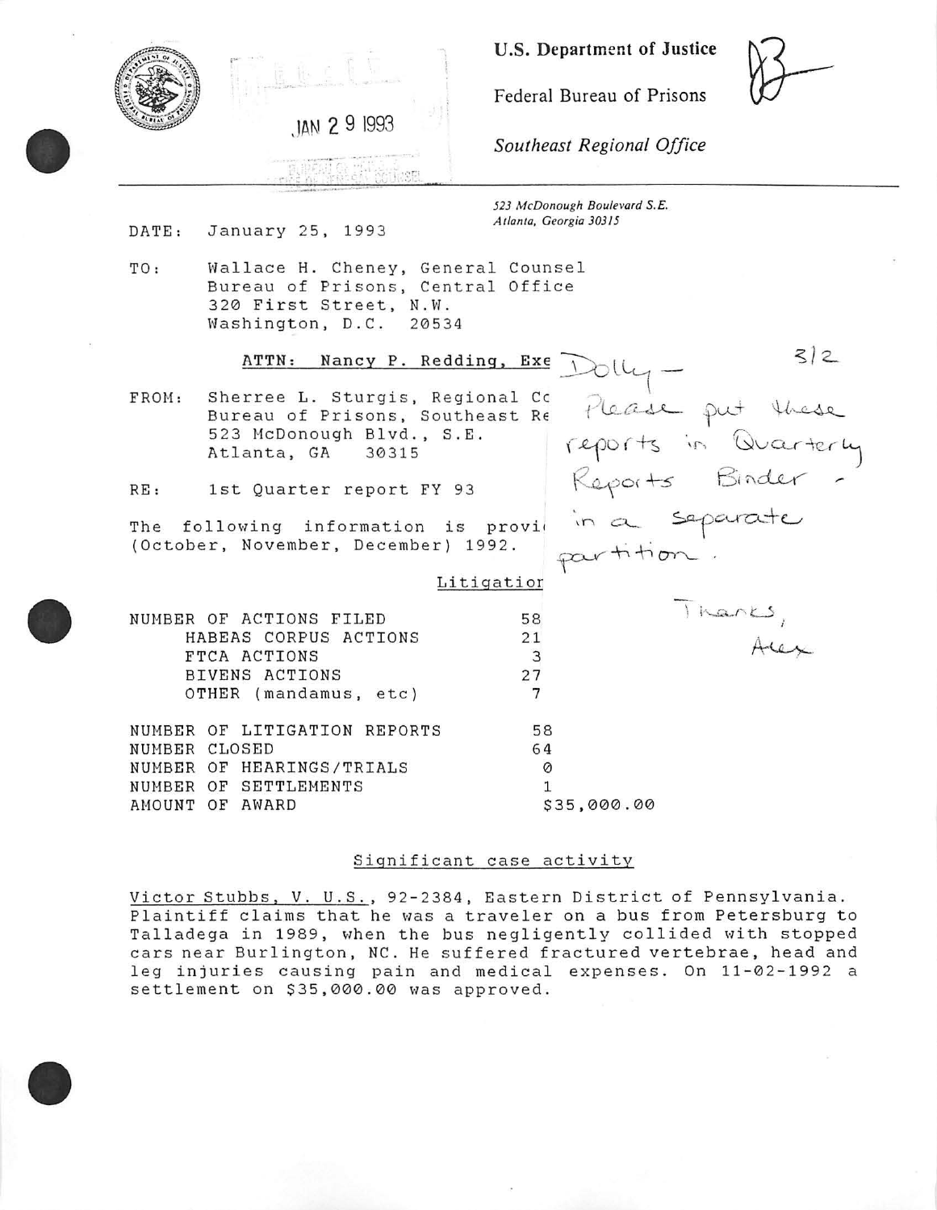U.S. Department of Justice

Federal Bureau of Prisons

*Southeast Regional Office*

JAN 29 1993

*523 McDonough Boulevard S.E.*
*Atlanta, Georgia 30315*

DATE: January 25, 1993

TO: Wallace H. Cheney, General Counsel
Bureau of Prisons, Central Office
320 First Street, N.W.
Washington, D.C. 20534

**ATTN: Nancy P. Redding, Exe**

FROM: Sherree L. Sturgis, Regional Co
Bureau of Prisons, Southeast Re
523 McDonough Blvd., S.E.
Atlanta, GA 30315

RE: 1st Quarter report FY 93

The following information is provi
(October, November, December) 1992.

3/2
Dolly — Please put these reports in Quarterly Reports Binder - in a separate partition.
Thanks,
Alex

Litigation

| | |
|---|---|
| NUMBER OF ACTIONS FILED | 58 |
| HABEAS CORPUS ACTIONS | 21 |
| FTCA ACTIONS | 3 |
| BIVENS ACTIONS | 27 |
| OTHER (mandamus, etc) | 7 |
| NUMBER OF LITIGATION REPORTS | 58 |
| NUMBER CLOSED | 64 |
| NUMBER OF HEARINGS/TRIALS | 0 |
| NUMBER OF SETTLEMENTS | 1 |
| AMOUNT OF AWARD | $35,000.00 |

Significant case activity

Victor Stubbs, V. U.S., 92-2384, Eastern District of Pennsylvania. Plaintiff claims that he was a traveler on a bus from Petersburg to Talladega in 1989, when the bus negligently collided with stopped cars near Burlington, NC. He suffered fractured vertebrae, head and leg injuries causing pain and medical expenses. On 11-02-1992 a settlement on $35,000.00 was approved.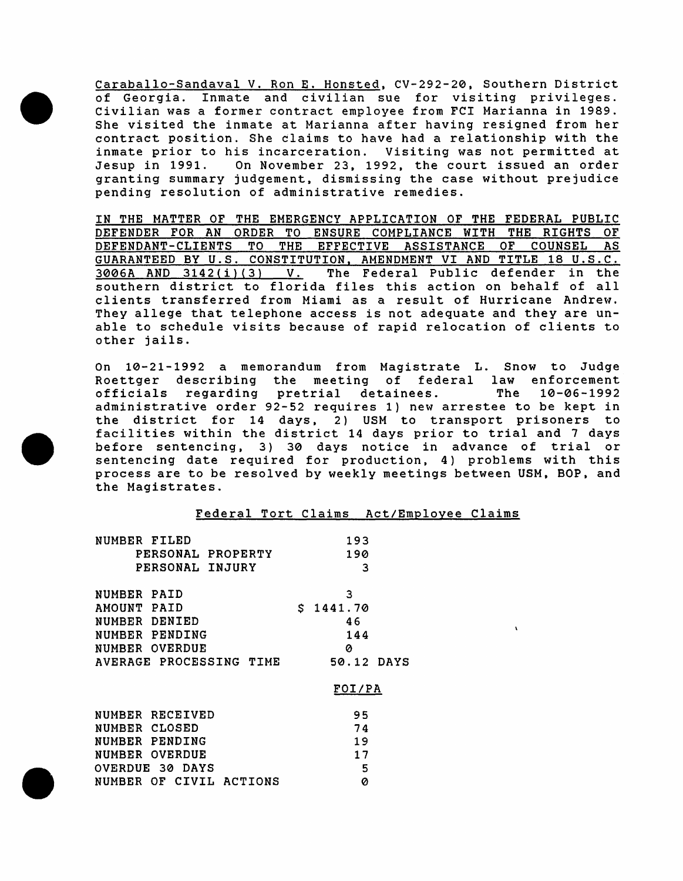Caraballo-Sandaval V. Ron E. Honsted, CV-292-20, Southern District of Georgia. Inmate and civilian sue for visiting privileges. Civilian was a former contract employee from FCI Marianna in 1989. She visited the inmate at Marianna after having resigned from her contract position. She claims to have had a relationship with the inmate prior to his incarceration. Visiting was not permitted at Jesup in 1991. On November 23, 1992, the court issued an order granting summary judgement, dismissing the case without prejudice pending resolution of administrative remedies.

IN THE MATTER OF THE EMERGENCY APPLICATION OF THE FEDERAL PUBLIC DEFENDER FOR AN ORDER TO ENSURE COMPLIANCE WITH THE RIGHTS OF DEFENDANT-CLIENTS TO THE EFFECTIVE ASSISTANCE OF COUNSEL AS GUARANTEED BY U.S. CONSTITUTION, AMENDMENT VI AND TITLE 18 U.S.C. 3006A AND 3142(i)(3) V. The Federal Public defender in the southern district to florida files this action on behalf of all clients transferred from Miami as a result of Hurricane Andrew. They allege that telephone access is not adequate and they are unable to schedule visits because of rapid relocation of clients to other jails.

On 10-21-1992 a memorandum from Magistrate L. Snow to Judge Roettger describing the meeting of federal law enforcement officials regarding pretrial detainees. The 10-06-1992 administrative order 92-52 requires 1) new arrestee to be kept in the district for 14 days, 2) USM to transport prisoners to facilities within the district 14 days prior to trial and 7 days before sentencing, 3) 30 days notice in advance of trial or sentencing date required for production, 4) problems with this process are to be resolved by weekly meetings between USM, BOP, and the Magistrates.

## Federal Tort Claims Act/Employee Claims

| | |
|---|---|
| NUMBER FILED | 193 |
| PERSONAL PROPERTY | 190 |
| PERSONAL INJURY | 3 |
| NUMBER PAID | 3 |
| AMOUNT PAID | $ 1441.70 |
| NUMBER DENIED | 46 |
| NUMBER PENDING | 144 |
| NUMBER OVERDUE | 0 |
| AVERAGE PROCESSING TIME | 50.12 DAYS |

## FOI/PA

| | |
|---|---|
| NUMBER RECEIVED | 95 |
| NUMBER CLOSED | 74 |
| NUMBER PENDING | 19 |
| NUMBER OVERDUE | 17 |
| OVERDUE 30 DAYS | 5 |
| NUMBER OF CIVIL ACTIONS | 0 |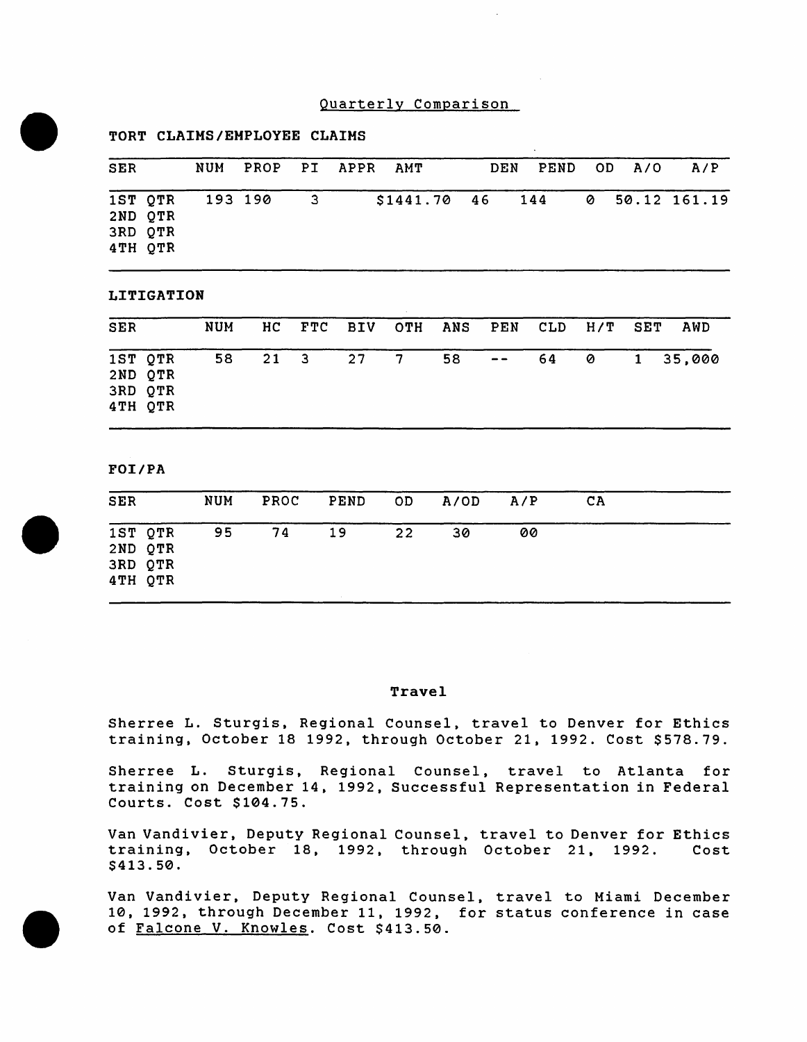Quarterly Comparison

**TORT CLAIMS/EMPLOYEE CLAIMS**

| SER | NUM | PROP | PI | APPR | AMT | DEN | PEND | OD | A/O | A/P |
|---|---|---|---|---|---|---|---|---|---|---|
| 1ST QTR | 193 | 190 | 3 | | $1441.70 | 46 | 144 | 0 | 50.12 | 161.19 |
| 2ND QTR | | | | | | | | | | |
| 3RD QTR | | | | | | | | | | |
| 4TH QTR | | | | | | | | | | |

**LITIGATION**

| SER | NUM | HC | FTC | BIV | OTH | ANS | PEN | CLD | H/T | SET | AWD |
|---|---|---|---|---|---|---|---|---|---|---|---|
| 1ST QTR | 58 | 21 | 3 | 27 | 7 | 58 | -- | 64 | 0 | 1 | 35,000 |
| 2ND QTR | | | | | | | | | | | |
| 3RD QTR | | | | | | | | | | | |
| 4TH QTR | | | | | | | | | | | |

**FOI/PA**

| SER | NUM | PROC | PEND | OD | A/OD | A/P | CA |
|---|---|---|---|---|---|---|---|
| 1ST QTR | 95 | 74 | 19 | 22 | 30 | 00 | |
| 2ND QTR | | | | | | | |
| 3RD QTR | | | | | | | |
| 4TH QTR | | | | | | | |

## Travel

Sherree L. Sturgis, Regional Counsel, travel to Denver for Ethics training, October 18 1992, through October 21, 1992. Cost $578.79.

Sherree L. Sturgis, Regional Counsel, travel to Atlanta for training on December 14, 1992, Successful Representation in Federal Courts. Cost $104.75.

Van Vandivier, Deputy Regional Counsel, travel to Denver for Ethics training, October 18, 1992, through October 21, 1992. Cost $413.50.

Van Vandivier, Deputy Regional Counsel, travel to Miami December 10, 1992, through December 11, 1992, for status conference in case of Falcone V. Knowles. Cost $413.50.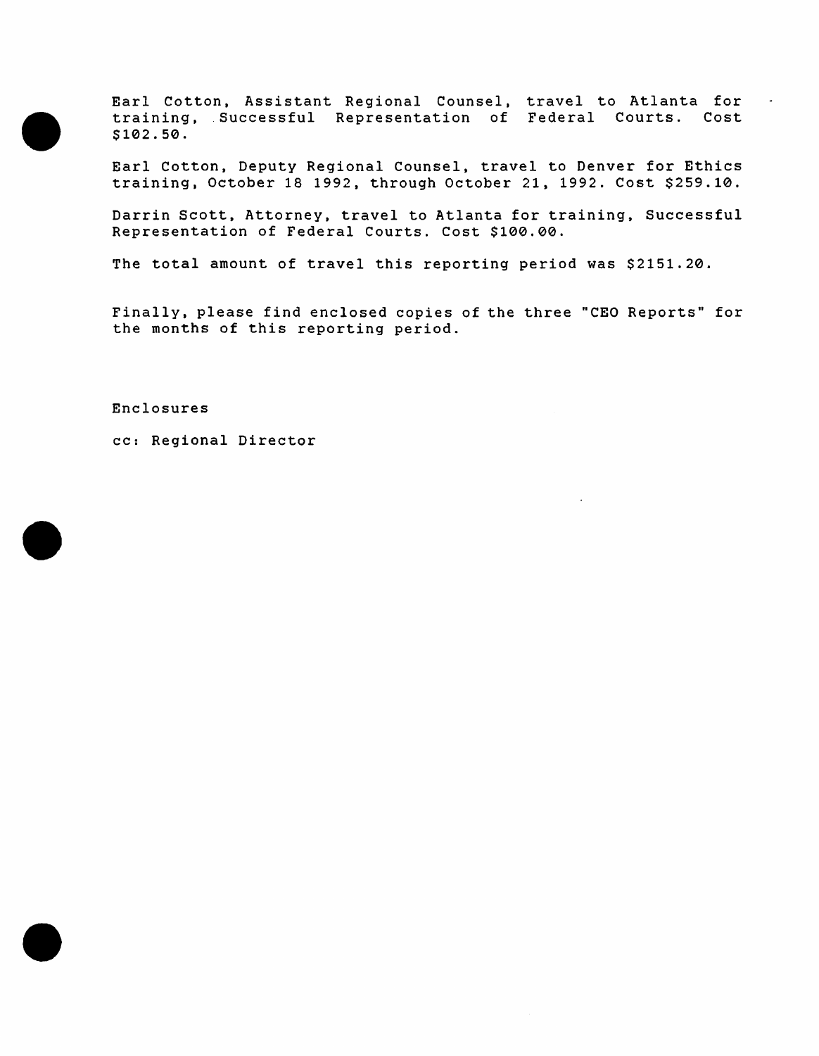Earl Cotton, Assistant Regional Counsel, travel to Atlanta for training, Successful Representation of Federal Courts. Cost $102.50.

Earl Cotton, Deputy Regional Counsel, travel to Denver for Ethics training, October 18 1992, through October 21, 1992. Cost $259.10.

Darrin Scott, Attorney, travel to Atlanta for training, Successful Representation of Federal Courts. Cost $100.00.

The total amount of travel this reporting period was $2151.20.

Finally, please find enclosed copies of the three "CEO Reports" for the months of this reporting period.

Enclosures

cc: Regional Director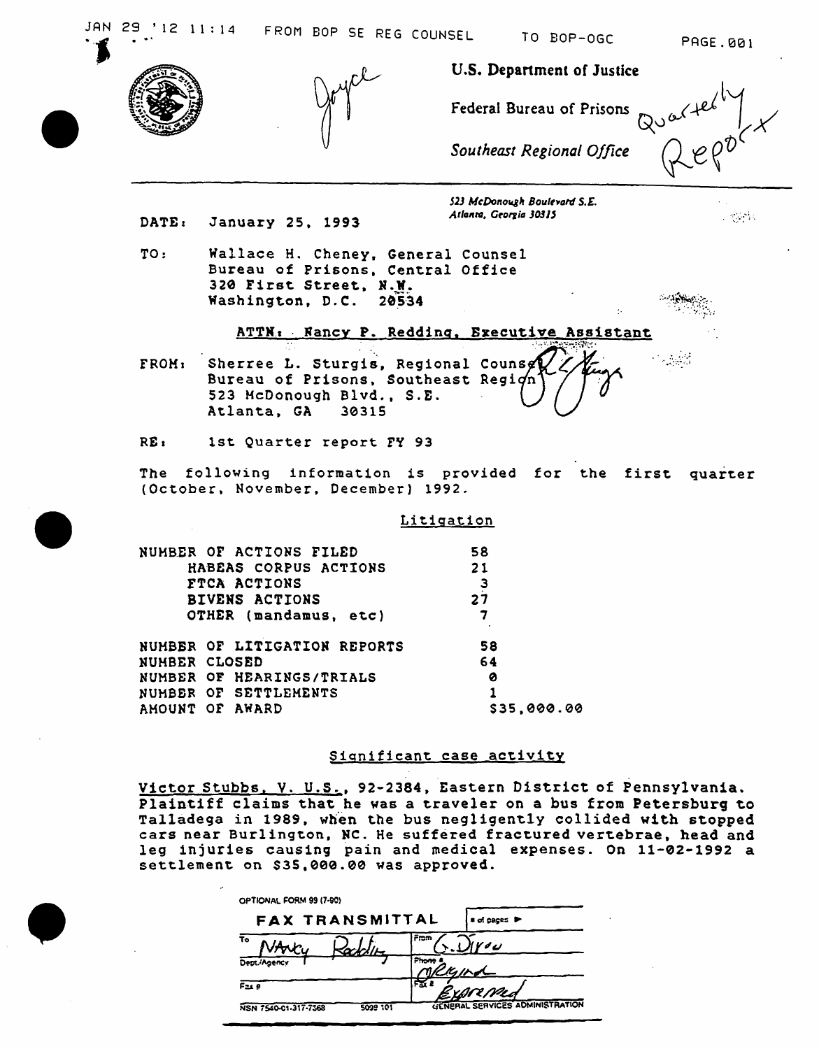JAN 29 '12 11:14 FROM BOP SE REG COUNSEL TO BOP-OGC PAGE.001

Joyce

**U.S. Department of Justice**

Federal Bureau of Prisons

*Southeast Regional Office*

Quarterly Report

*523 McDonough Boulevard S.E.*
*Atlanta, Georgia 30315*

DATE: January 25, 1993

TO: Wallace H. Cheney, General Counsel
Bureau of Prisons, Central Office
320 First Street, N.W.
Washington, D.C. 20534

ATTN: Nancy P. Redding, Executive Assistant

FROM: Sherree L. Sturgis, Regional Counsel
Bureau of Prisons, Southeast Region
523 McDonough Blvd., S.E.
Atlanta, GA 30315

RE: 1st Quarter report FY 93

The following information is provided for the first quarter (October, November, December) 1992.

## Litigation

| | |
|---|---|
| NUMBER OF ACTIONS FILED | 58 |
| HABEAS CORPUS ACTIONS | 21 |
| FTCA ACTIONS | 3 |
| BIVENS ACTIONS | 27 |
| OTHER (mandamus, etc) | 7 |
| NUMBER OF LITIGATION REPORTS | 58 |
| NUMBER CLOSED | 64 |
| NUMBER OF HEARINGS/TRIALS | 0 |
| NUMBER OF SETTLEMENTS | 1 |
| AMOUNT OF AWARD | $35,000.00 |

## Significant case activity

Victor Stubbs, V. U.S., 92-2384, Eastern District of Pennsylvania. Plaintiff claims that he was a traveler on a bus from Petersburg to Talladega in 1989, when the bus negligently collided with stopped cars near Burlington, NC. He suffered fractured vertebrae, head and leg injuries causing pain and medical expenses. On 11-02-1992 a settlement on $35,000.00 was approved.

OPTIONAL FORM 99 (7-90)

| FAX TRANSMITTAL | # of pages ▶ |
|---|---|
| To Nancy Redding | From G. Dixon |
| Dept./Agency | Phone # Original |
| Fax # | Fax # Expressed |
| NSN 7540-01-317-7368 5099-101 | GENERAL SERVICES ADMINISTRATION |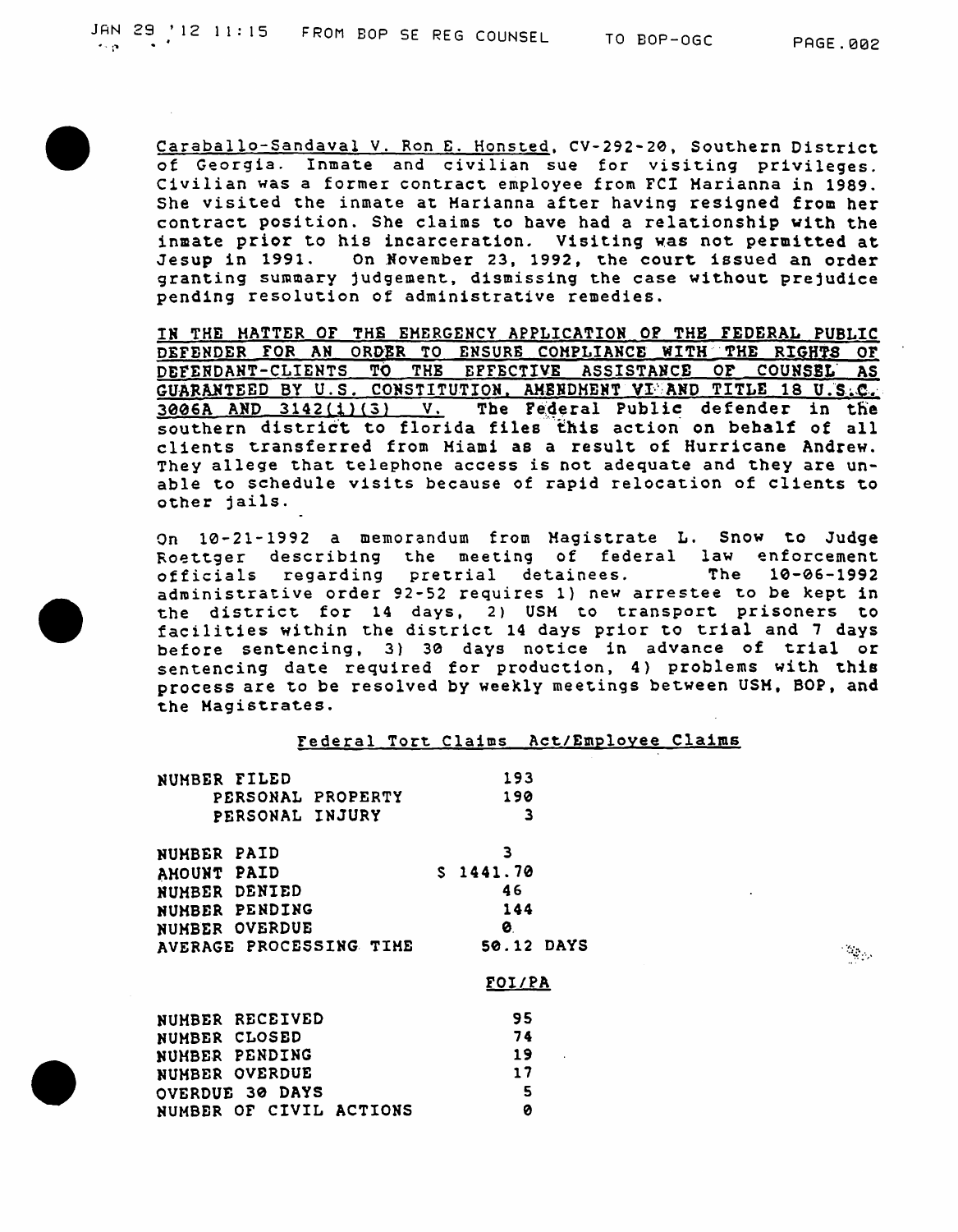Caraballo-Sandaval V. Ron E. Honsted, CV-292-20, Southern District of Georgia. Inmate and civilian sue for visiting privileges. Civilian was a former contract employee from FCI Marianna in 1989. She visited the inmate at Marianna after having resigned from her contract position. She claims to have had a relationship with the inmate prior to his incarceration. Visiting was not permitted at Jesup in 1991. On November 23, 1992, the court issued an order granting summary judgement, dismissing the case without prejudice pending resolution of administrative remedies.

IN THE MATTER OF THE EMERGENCY APPLICATION OF THE FEDERAL PUBLIC DEFENDER FOR AN ORDER TO ENSURE COMPLIANCE WITH THE RIGHTS OF DEFENDANT-CLIENTS TO THE EFFECTIVE ASSISTANCE OF COUNSEL AS GUARANTEED BY U.S. CONSTITUTION, AMENDMENT VI AND TITLE 18 U.S.C. 3006A AND 3142(i)(3) V. The Federal Public defender in the southern district to florida files this action on behalf of all clients transferred from Miami as a result of Hurricane Andrew. They allege that telephone access is not adequate and they are unable to schedule visits because of rapid relocation of clients to other jails.

On 10-21-1992 a memorandum from Magistrate L. Snow to Judge Roettger describing the meeting of federal law enforcement officials regarding pretrial detainees. The 10-06-1992 administrative order 92-52 requires 1) new arrestee to be kept in the district for 14 days, 2) USM to transport prisoners to facilities within the district 14 days prior to trial and 7 days before sentencing, 3) 30 days notice in advance of trial or sentencing date required for production, 4) problems with this process are to be resolved by weekly meetings between USM, BOP, and the Magistrates.

## Federal Tort Claims Act/Employee Claims

| | |
|---|---|
| NUMBER FILED | 193 |
| PERSONAL PROPERTY | 190 |
| PERSONAL INJURY | 3 |
| NUMBER PAID | 3 |
| AMOUNT PAID | $ 1441.70 |
| NUMBER DENIED | 46 |
| NUMBER PENDING | 144 |
| NUMBER OVERDUE | 0 |
| AVERAGE PROCESSING TIME | 50.12 DAYS |

## FOI/PA

| | |
|---|---|
| NUMBER RECEIVED | 95 |
| NUMBER CLOSED | 74 |
| NUMBER PENDING | 19 |
| NUMBER OVERDUE | 17 |
| OVERDUE 30 DAYS | 5 |
| NUMBER OF CIVIL ACTIONS | 0 |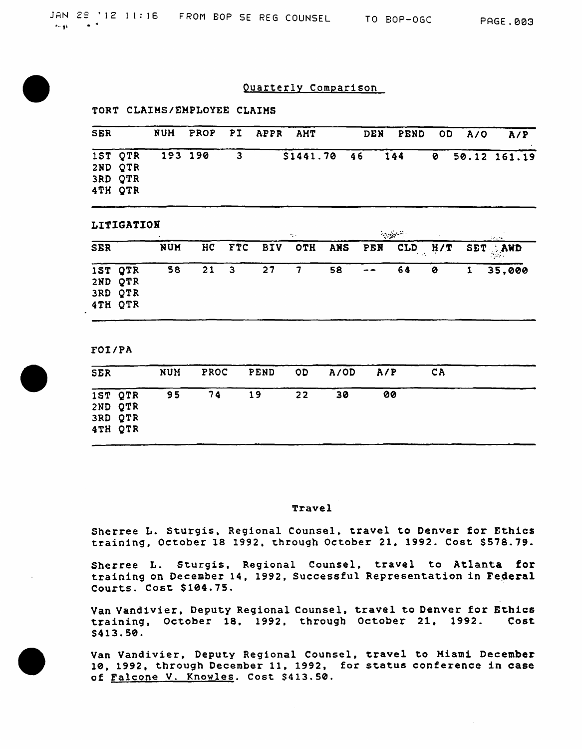## Quarterly Comparison

### TORT CLAIMS/EMPLOYEE CLAIMS

| SER | NUM | PROP | PI | APPR | AMT | DEN | PEND | OD | A/O | A/P |
|---|---|---|---|---|---|---|---|---|---|---|
| 1ST QTR | 193 | 190 | 3 | | $1441.70 | 46 | 144 | 0 | 50.12 | 161.19 |
| 2ND QTR | | | | | | | | | | |
| 3RD QTR | | | | | | | | | | |
| 4TH QTR | | | | | | | | | | |

### LITIGATION

| SER | NUM | HC | FTC | BIV | OTH | ANS | PEN | CLD | H/T | SET | AWD |
|---|---|---|---|---|---|---|---|---|---|---|---|
| 1ST QTR | 58 | 21 | 3 | 27 | 7 | 58 | -- | 64 | 0 | 1 | 35,000 |
| 2ND QTR | | | | | | | | | | | |
| 3RD QTR | | | | | | | | | | | |
| 4TH QTR | | | | | | | | | | | |

### FOI/PA

| SER | NUM | PROC | PEND | OD | A/OD | A/P | CA |
|---|---|---|---|---|---|---|---|
| 1ST QTR | 95 | 74 | 19 | 22 | 30 | 00 | |
| 2ND QTR | | | | | | | |
| 3RD QTR | | | | | | | |
| 4TH QTR | | | | | | | |

## Travel

Sherree L. Sturgis, Regional Counsel, travel to Denver for Ethics training, October 18 1992, through October 21, 1992. Cost $578.79.

Sherree L. Sturgis, Regional Counsel, travel to Atlanta for training on December 14, 1992, Successful Representation in Federal Courts. Cost $104.75.

Van Vandivier, Deputy Regional Counsel, travel to Denver for Ethics training, October 18, 1992, through October 21, 1992. Cost $413.50.

Van Vandivier, Deputy Regional Counsel, travel to Miami December 10, 1992, through December 11, 1992, for status conference in case of Falcone V. Knowles. Cost $413.50.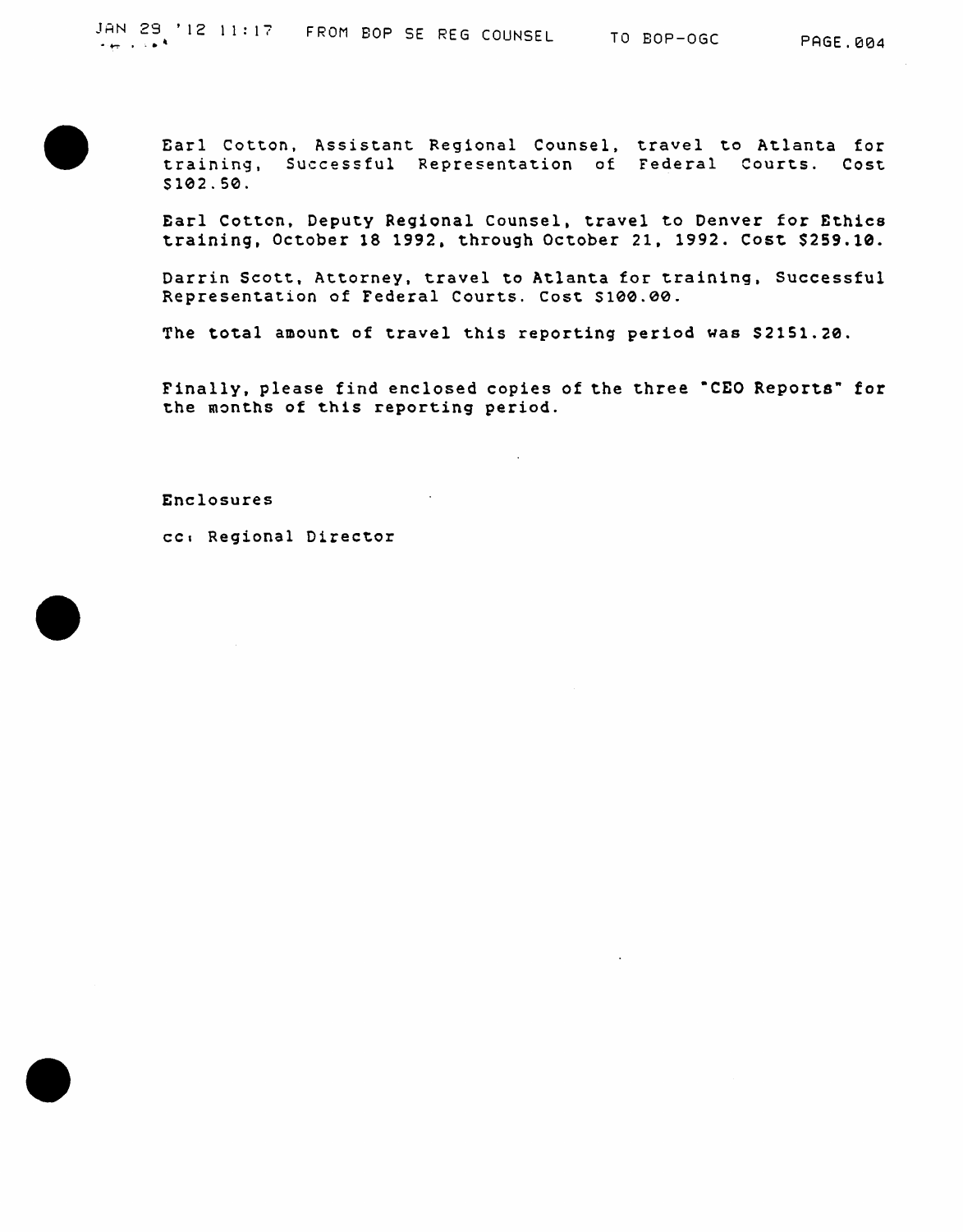Earl Cotton, Assistant Regional Counsel, travel to Atlanta for training, Successful Representation of Federal Courts. Cost $102.50.

Earl Cotton, Deputy Regional Counsel, travel to Denver for Ethics training, October 18 1992, through October 21, 1992. Cost $259.10.

Darrin Scott, Attorney, travel to Atlanta for training, Successful Representation of Federal Courts. Cost $100.00.

The total amount of travel this reporting period was $2151.20.

Finally, please find enclosed copies of the three "CEO Reports" for the months of this reporting period.

Enclosures

cc: Regional Director